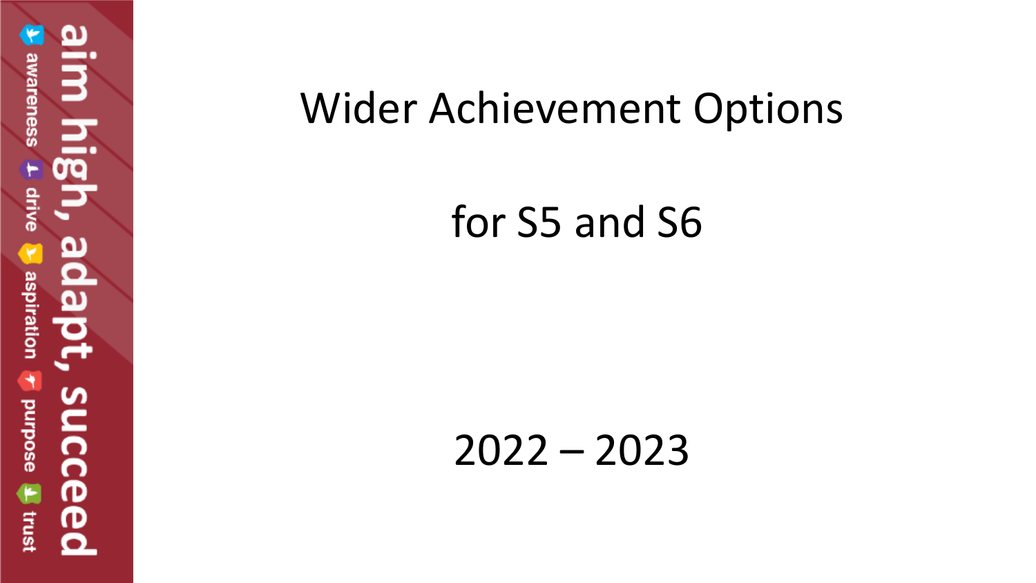aim high, adapt, succeed

awareness · drive · aspiration · purpose · trust

# Wider Achievement Options

# for S5 and S6

## 2022 – 2023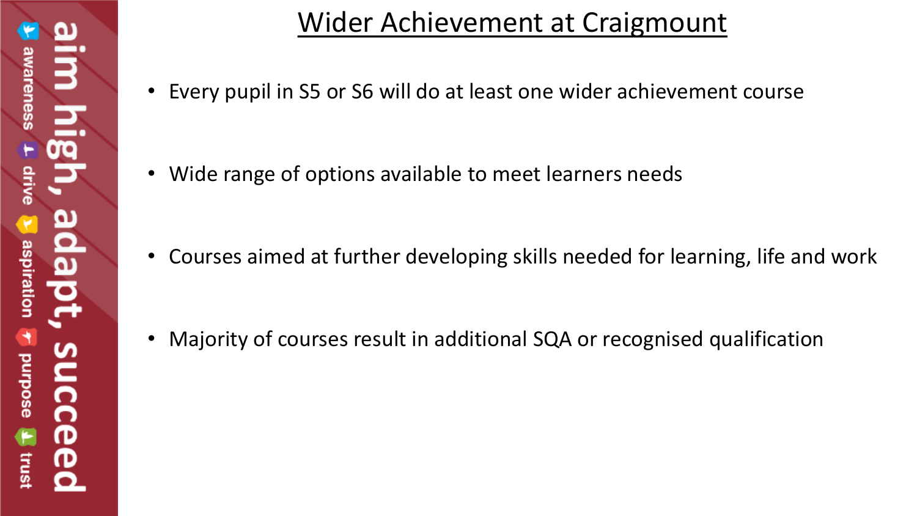# Wider Achievement at Craigmount

- Every pupil in S5 or S6 will do at least one wider achievement course
- Wide range of options available to meet learners needs
- Courses aimed at further developing skills needed for learning, life and work
- Majority of courses result in additional SQA or recognised qualification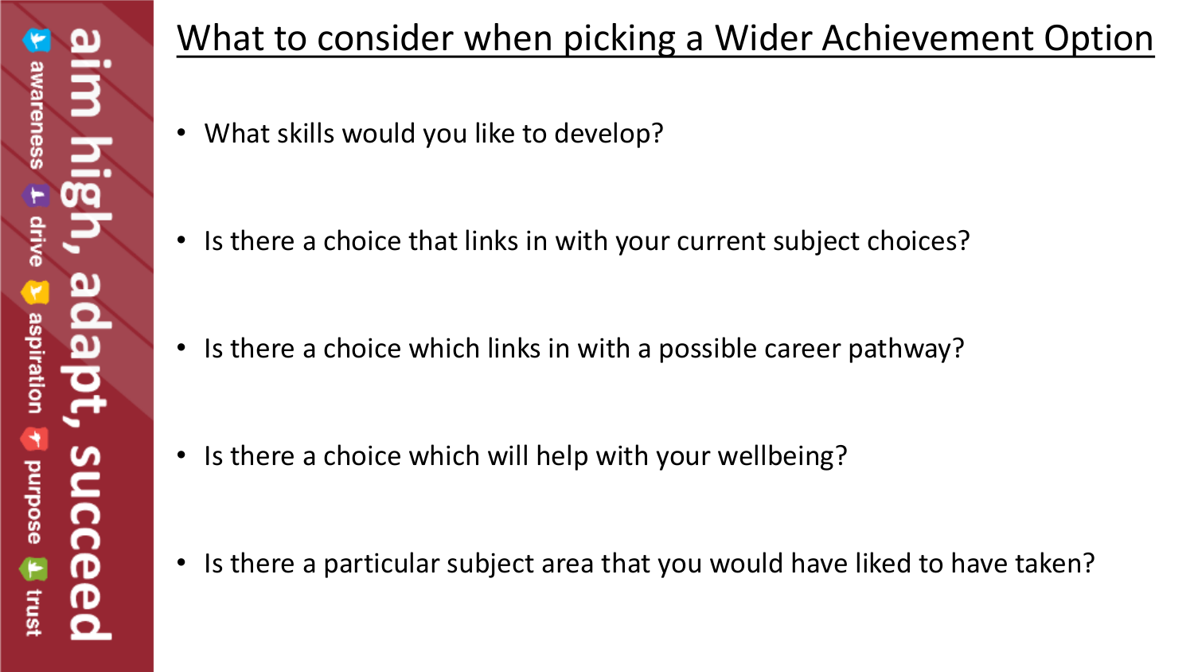# What to consider when picking a Wider Achievement Option

- What skills would you like to develop?
- Is there a choice that links in with your current subject choices?
- Is there a choice which links in with a possible career pathway?
- Is there a choice which will help with your wellbeing?
- Is there a particular subject area that you would have liked to have taken?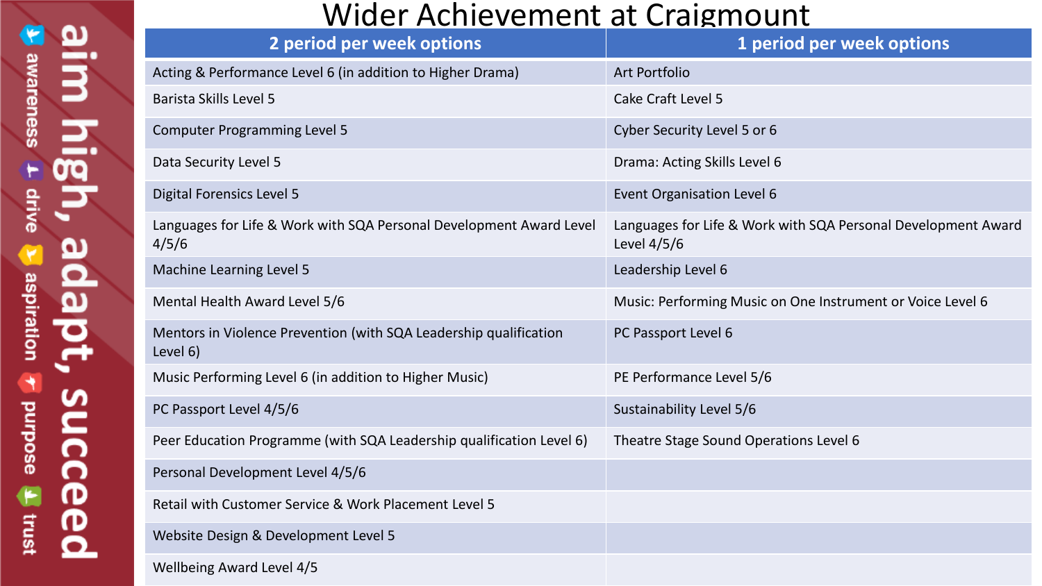# Wider Achievement at Craigmount

| 2 period per week options | 1 period per week options |
|---|---|
| Acting & Performance Level 6 (in addition to Higher Drama) | Art Portfolio |
| Barista Skills Level 5 | Cake Craft Level 5 |
| Computer Programming Level 5 | Cyber Security Level 5 or 6 |
| Data Security Level 5 | Drama: Acting Skills Level 6 |
| Digital Forensics Level 5 | Event Organisation Level 6 |
| Languages for Life & Work with SQA Personal Development Award Level 4/5/6 | Languages for Life & Work with SQA Personal Development Award Level 4/5/6 |
| Machine Learning Level 5 | Leadership Level 6 |
| Mental Health Award Level 5/6 | Music: Performing Music on One Instrument or Voice Level 6 |
| Mentors in Violence Prevention (with SQA Leadership qualification Level 6) | PC Passport Level 6 |
| Music Performing Level 6 (in addition to Higher Music) | PE Performance Level 5/6 |
| PC Passport Level 4/5/6 | Sustainability Level 5/6 |
| Peer Education Programme (with SQA Leadership qualification Level 6) | Theatre Stage Sound Operations Level 6 |
| Personal Development Level 4/5/6 | |
| Retail with Customer Service & Work Placement Level 5 | |
| Website Design & Development Level 5 | |
| Wellbeing Award Level 4/5 | |

aim high, adapt, succeed

awareness drive aspiration purpose trust